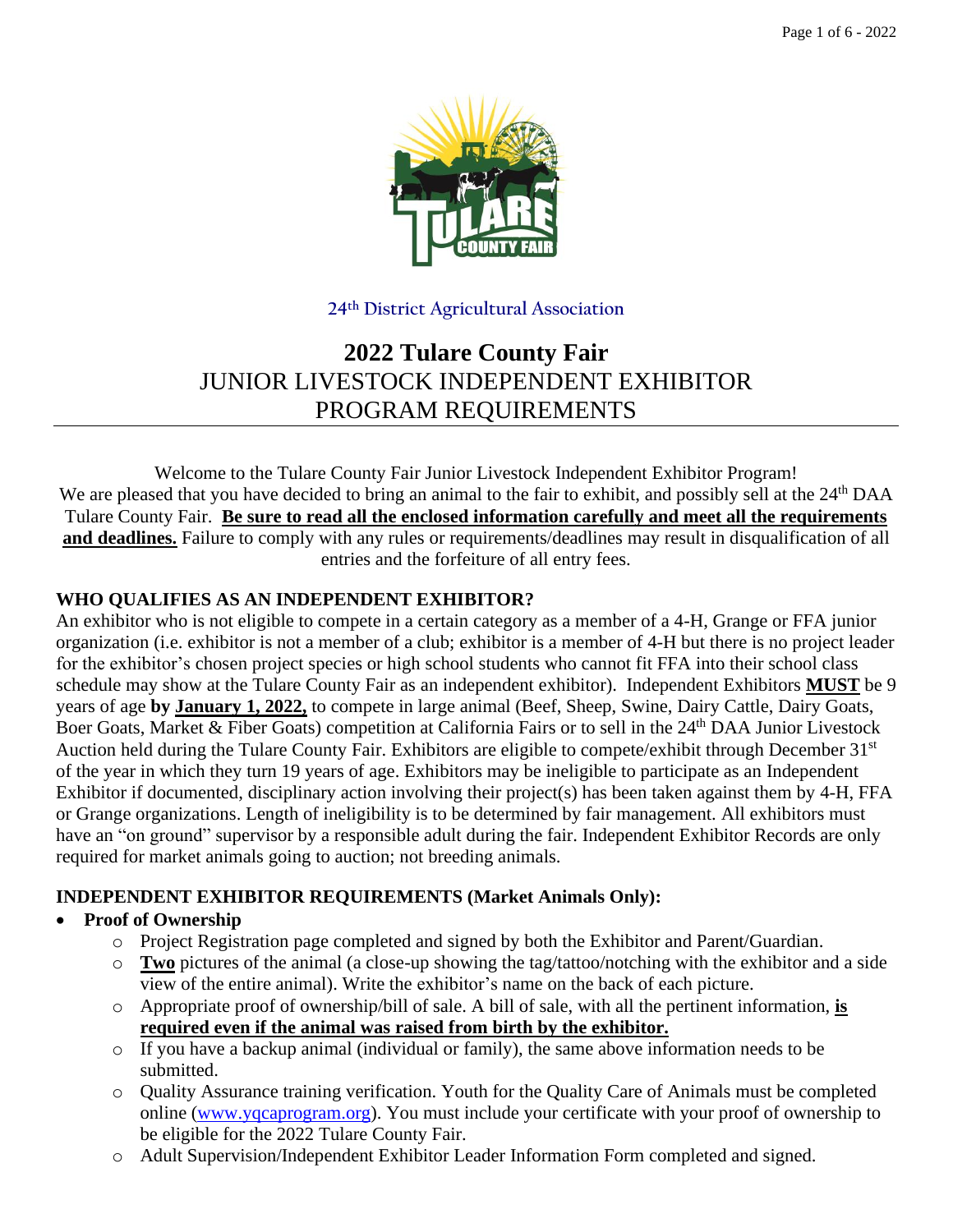24th District Agricultural Association

# 2022 Tulare County Fair

## JUNIOR LIVESTOCK INDEPENDENT EXHIBITOR PROGRAM REQUIREMENTS

Welcome to the Tulare County Fair Junior Livestock Independent Exhibitor Program!
We are pleased that you have decided to bring an animal to the fair to exhibit, and possibly sell at the 24th DAA Tulare County Fair. **Be sure to read all the enclosed information carefully and meet all the requirements and deadlines.** Failure to comply with any rules or requirements/deadlines may result in disqualification of all entries and the forfeiture of all entry fees.

### WHO QUALIFIES AS AN INDEPENDENT EXHIBITOR?

An exhibitor who is not eligible to compete in a certain category as a member of a 4-H, Grange or FFA junior organization (i.e. exhibitor is not a member of a club; exhibitor is a member of 4-H but there is no project leader for the exhibitor's chosen project species or high school students who cannot fit FFA into their school class schedule may show at the Tulare County Fair as an independent exhibitor). Independent Exhibitors **MUST** be 9 years of age **by January 1, 2022,** to compete in large animal (Beef, Sheep, Swine, Dairy Cattle, Dairy Goats, Boer Goats, Market & Fiber Goats) competition at California Fairs or to sell in the 24th DAA Junior Livestock Auction held during the Tulare County Fair. Exhibitors are eligible to compete/exhibit through December 31st of the year in which they turn 19 years of age. Exhibitors may be ineligible to participate as an Independent Exhibitor if documented, disciplinary action involving their project(s) has been taken against them by 4-H, FFA or Grange organizations. Length of ineligibility is to be determined by fair management. All exhibitors must have an "on ground" supervisor by a responsible adult during the fair. Independent Exhibitor Records are only required for market animals going to auction; not breeding animals.

### INDEPENDENT EXHIBITOR REQUIREMENTS (Market Animals Only):

- **Proof of Ownership**
  - Project Registration page completed and signed by both the Exhibitor and Parent/Guardian.
  - **Two** pictures of the animal (a close-up showing the tag/tattoo/notching with the exhibitor and a side view of the entire animal). Write the exhibitor's name on the back of each picture.
  - Appropriate proof of ownership/bill of sale. A bill of sale, with all the pertinent information, **is required even if the animal was raised from birth by the exhibitor.**
  - If you have a backup animal (individual or family), the same above information needs to be submitted.
  - Quality Assurance training verification. Youth for the Quality Care of Animals must be completed online (www.yqcaprogram.org). You must include your certificate with your proof of ownership to be eligible for the 2022 Tulare County Fair.
  - Adult Supervision/Independent Exhibitor Leader Information Form completed and signed.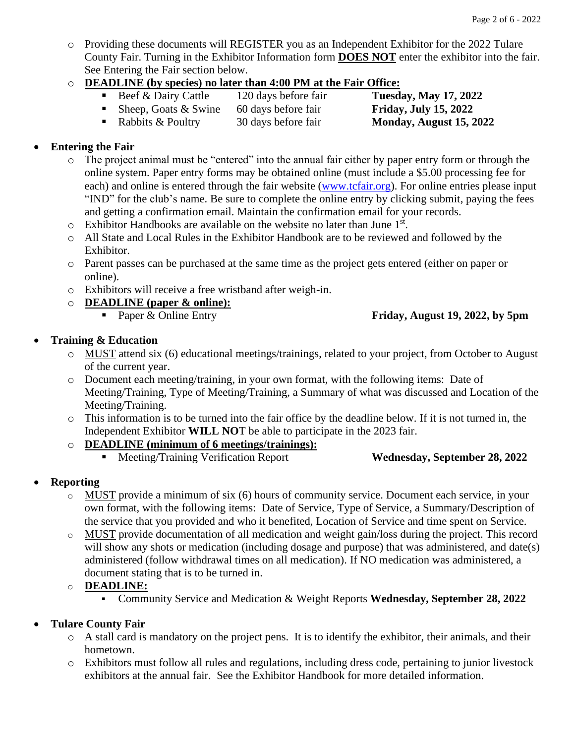- Providing these documents will REGISTER you as an Independent Exhibitor for the 2022 Tulare County Fair. Turning in the Exhibitor Information form **DOES NOT** enter the exhibitor into the fair. See Entering the Fair section below.
- **DEADLINE (by species) no later than 4:00 PM at the Fair Office:**
  - Beef & Dairy Cattle — 120 days before fair — **Tuesday, May 17, 2022**
  - Sheep, Goats & Swine — 60 days before fair — **Friday, July 15, 2022**
  - Rabbits & Poultry — 30 days before fair — **Monday, August 15, 2022**

- **Entering the Fair**
  - The project animal must be "entered" into the annual fair either by paper entry form or through the online system. Paper entry forms may be obtained online (must include a $5.00 processing fee for each) and online is entered through the fair website (www.tcfair.org). For online entries please input "IND" for the club's name. Be sure to complete the online entry by clicking submit, paying the fees and getting a confirmation email. Maintain the confirmation email for your records.
  - Exhibitor Handbooks are available on the website no later than June 1st.
  - All State and Local Rules in the Exhibitor Handbook are to be reviewed and followed by the Exhibitor.
  - Parent passes can be purchased at the same time as the project gets entered (either on paper or online).
  - Exhibitors will receive a free wristband after weigh-in.
  - **DEADLINE (paper & online):**
    - Paper & Online Entry — **Friday, August 19, 2022, by 5pm**

- **Training & Education**
  - MUST attend six (6) educational meetings/trainings, related to your project, from October to August of the current year.
  - Document each meeting/training, in your own format, with the following items: Date of Meeting/Training, Type of Meeting/Training, a Summary of what was discussed and Location of the Meeting/Training.
  - This information is to be turned into the fair office by the deadline below. If it is not turned in, the Independent Exhibitor **WILL NO**T be able to participate in the 2023 fair.
  - **DEADLINE (minimum of 6 meetings/trainings):**
    - Meeting/Training Verification Report — **Wednesday, September 28, 2022**

- **Reporting**
  - MUST provide a minimum of six (6) hours of community service. Document each service, in your own format, with the following items: Date of Service, Type of Service, a Summary/Description of the service that you provided and who it benefited, Location of Service and time spent on Service.
  - MUST provide documentation of all medication and weight gain/loss during the project. This record will show any shots or medication (including dosage and purpose) that was administered, and date(s) administered (follow withdrawal times on all medication). If NO medication was administered, a document stating that is to be turned in.
  - **DEADLINE:**
    - Community Service and Medication & Weight Reports **Wednesday, September 28, 2022**

- **Tulare County Fair**
  - A stall card is mandatory on the project pens. It is to identify the exhibitor, their animals, and their hometown.
  - Exhibitors must follow all rules and regulations, including dress code, pertaining to junior livestock exhibitors at the annual fair. See the Exhibitor Handbook for more detailed information.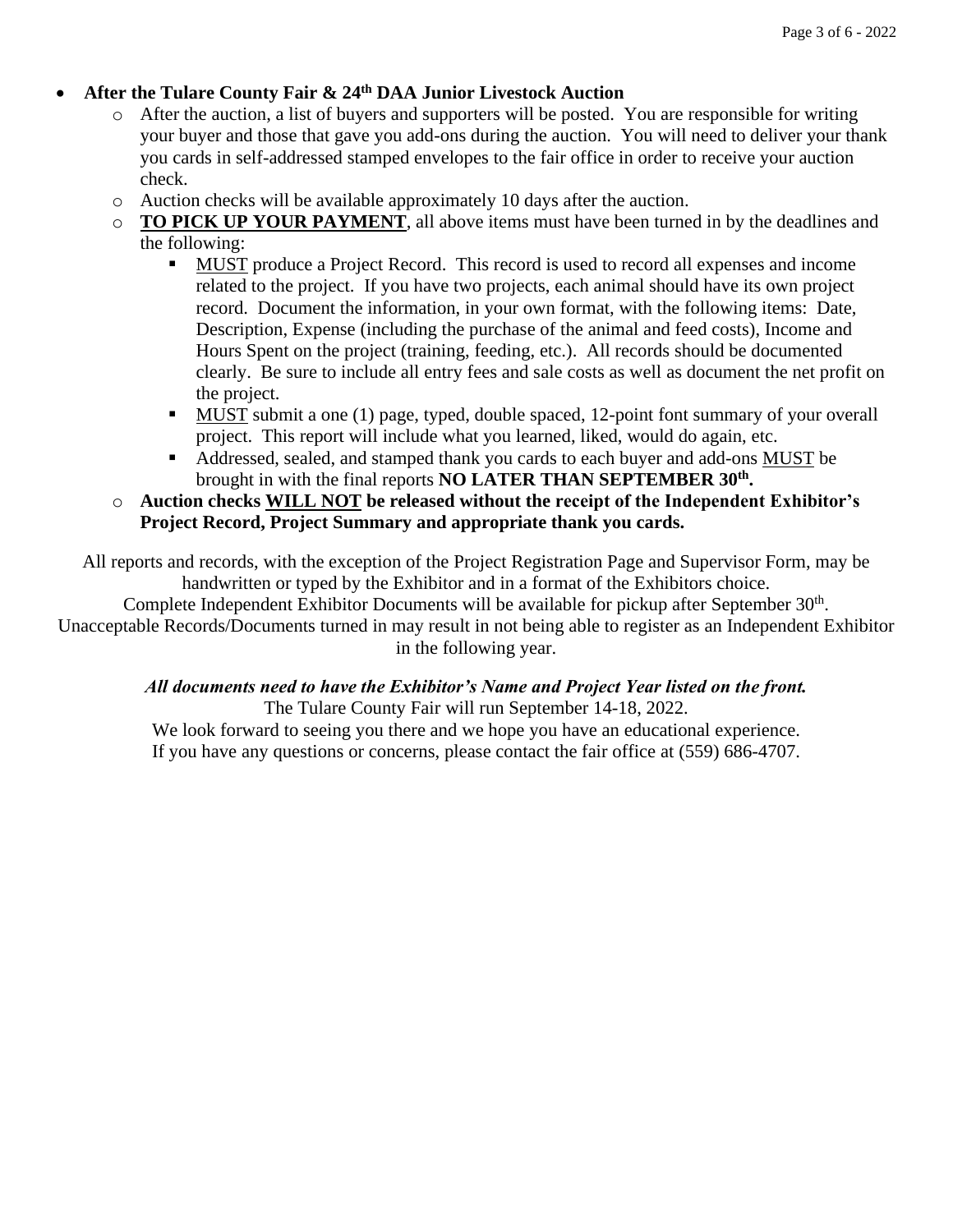- **After the Tulare County Fair & 24th DAA Junior Livestock Auction**
  - After the auction, a list of buyers and supporters will be posted. You are responsible for writing your buyer and those that gave you add-ons during the auction. You will need to deliver your thank you cards in self-addressed stamped envelopes to the fair office in order to receive your auction check.
  - Auction checks will be available approximately 10 days after the auction.
  - **TO PICK UP YOUR PAYMENT**, all above items must have been turned in by the deadlines and the following:
    - MUST produce a Project Record. This record is used to record all expenses and income related to the project. If you have two projects, each animal should have its own project record. Document the information, in your own format, with the following items: Date, Description, Expense (including the purchase of the animal and feed costs), Income and Hours Spent on the project (training, feeding, etc.). All records should be documented clearly. Be sure to include all entry fees and sale costs as well as document the net profit on the project.
    - MUST submit a one (1) page, typed, double spaced, 12-point font summary of your overall project. This report will include what you learned, liked, would do again, etc.
    - Addressed, sealed, and stamped thank you cards to each buyer and add-ons MUST be brought in with the final reports **NO LATER THAN SEPTEMBER 30th.**
  - **Auction checks WILL NOT be released without the receipt of the Independent Exhibitor's Project Record, Project Summary and appropriate thank you cards.**

All reports and records, with the exception of the Project Registration Page and Supervisor Form, may be handwritten or typed by the Exhibitor and in a format of the Exhibitors choice.
Complete Independent Exhibitor Documents will be available for pickup after September 30th.
Unacceptable Records/Documents turned in may result in not being able to register as an Independent Exhibitor in the following year.

***All documents need to have the Exhibitor's Name and Project Year listed on the front.***
The Tulare County Fair will run September 14-18, 2022.
We look forward to seeing you there and we hope you have an educational experience.
If you have any questions or concerns, please contact the fair office at (559) 686-4707.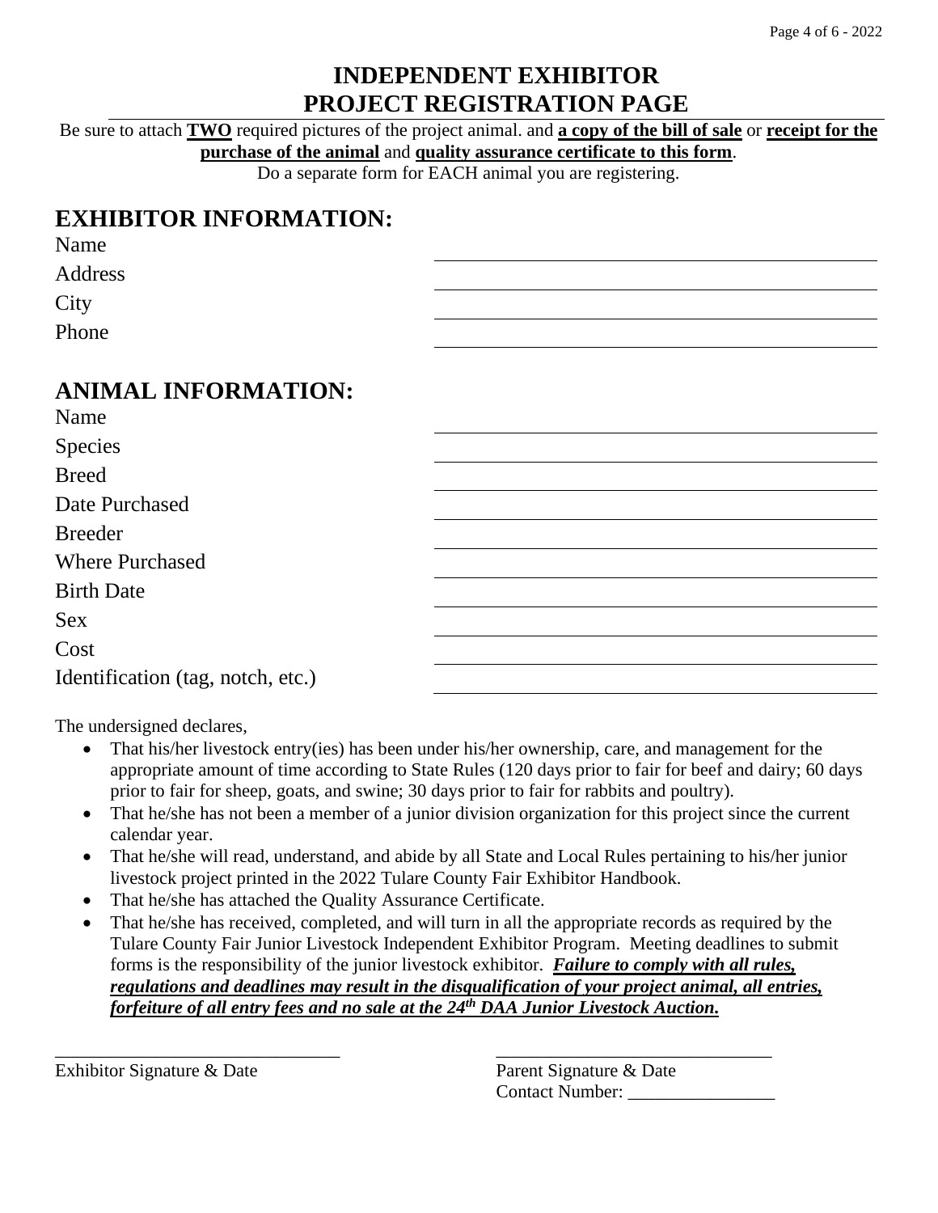# INDEPENDENT EXHIBITOR
# PROJECT REGISTRATION PAGE

Be sure to attach **TWO** required pictures of the project animal. and **a copy of the bill of sale** or **receipt for the purchase of the animal** and **quality assurance certificate to this form**.
Do a separate form for EACH animal you are registering.

## EXHIBITOR INFORMATION:

Name ______________________________

Address ______________________________

City ______________________________

Phone ______________________________

## ANIMAL INFORMATION:

Name ______________________________

Species ______________________________

Breed ______________________________

Date Purchased ______________________________

Breeder ______________________________

Where Purchased ______________________________

Birth Date ______________________________

Sex ______________________________

Cost ______________________________

Identification (tag, notch, etc.) ______________________________

The undersigned declares,

- That his/her livestock entry(ies) has been under his/her ownership, care, and management for the appropriate amount of time according to State Rules (120 days prior to fair for beef and dairy; 60 days prior to fair for sheep, goats, and swine; 30 days prior to fair for rabbits and poultry).
- That he/she has not been a member of a junior division organization for this project since the current calendar year.
- That he/she will read, understand, and abide by all State and Local Rules pertaining to his/her junior livestock project printed in the 2022 Tulare County Fair Exhibitor Handbook.
- That he/she has attached the Quality Assurance Certificate.
- That he/she has received, completed, and will turn in all the appropriate records as required by the Tulare County Fair Junior Livestock Independent Exhibitor Program. Meeting deadlines to submit forms is the responsibility of the junior livestock exhibitor. ***Failure to comply with all rules, regulations and deadlines may result in the disqualification of your project animal, all entries, forfeiture of all entry fees and no sale at the 24th DAA Junior Livestock Auction.***

______________________________
Exhibitor Signature & Date

______________________________
Parent Signature & Date
Contact Number: ________________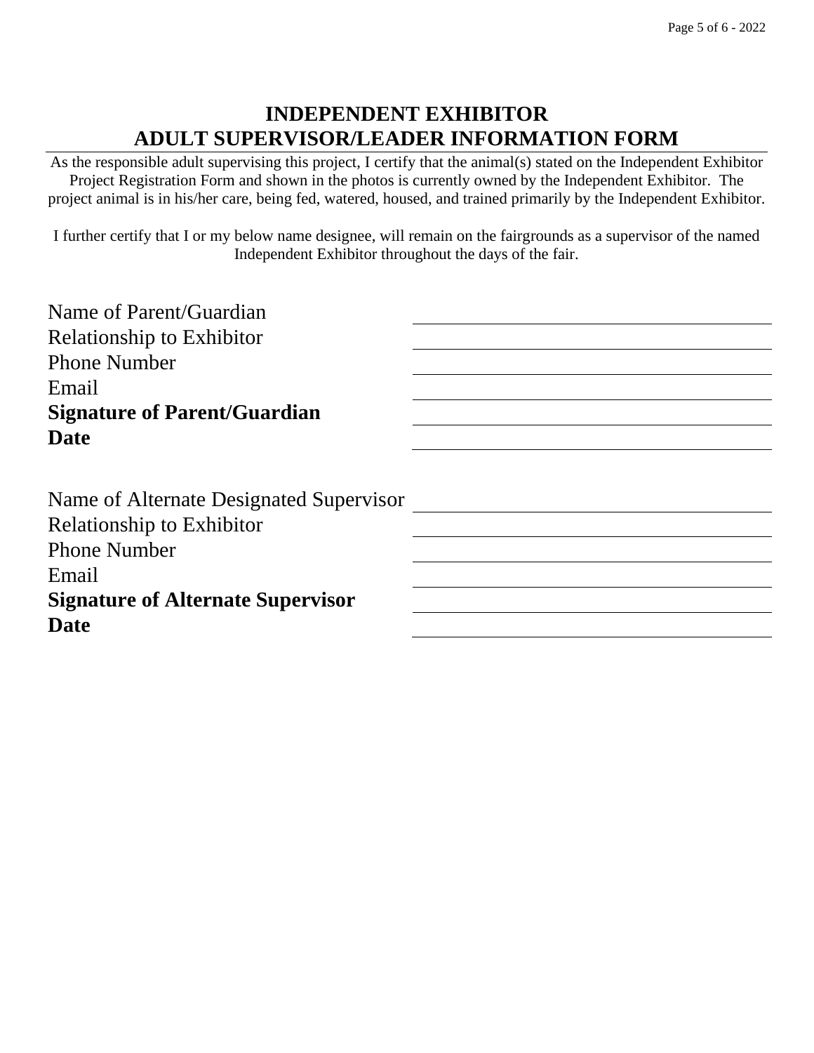# INDEPENDENT EXHIBITOR
# ADULT SUPERVISOR/LEADER INFORMATION FORM

As the responsible adult supervising this project, I certify that the animal(s) stated on the Independent Exhibitor Project Registration Form and shown in the photos is currently owned by the Independent Exhibitor. The project animal is in his/her care, being fed, watered, housed, and trained primarily by the Independent Exhibitor.

I further certify that I or my below name designee, will remain on the fairgrounds as a supervisor of the named Independent Exhibitor throughout the days of the fair.

Name of Parent/Guardian ______________________________

Relationship to Exhibitor ______________________________

Phone Number ______________________________

Email ______________________________

**Signature of Parent/Guardian** ______________________________

**Date** ______________________________

Name of Alternate Designated Supervisor ______________________________

Relationship to Exhibitor ______________________________

Phone Number ______________________________

Email ______________________________

**Signature of Alternate Supervisor** ______________________________

**Date** ______________________________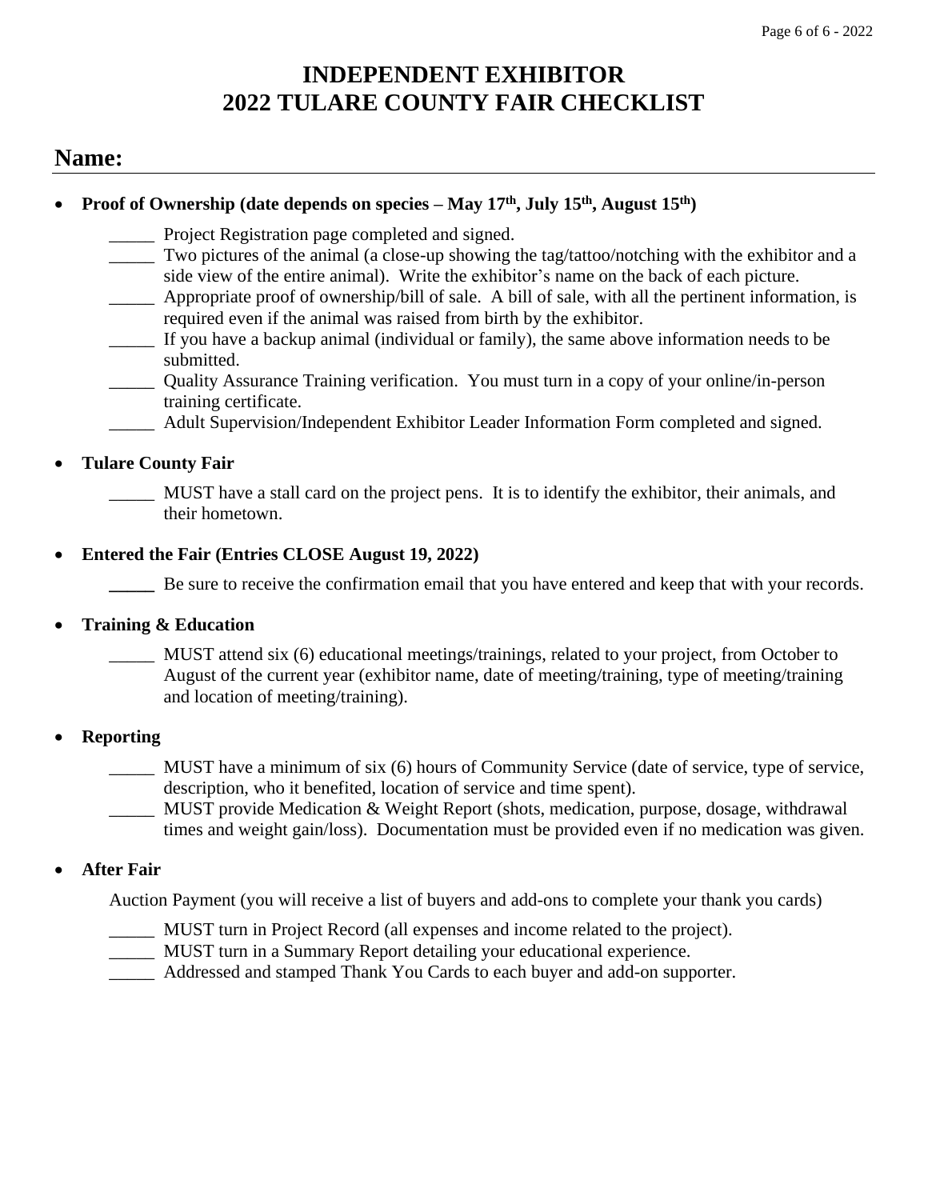# INDEPENDENT EXHIBITOR
# 2022 TULARE COUNTY FAIR CHECKLIST

## Name:

- **Proof of Ownership (date depends on species – May 17th, July 15th, August 15th)**

  _____ Project Registration page completed and signed.
  _____ Two pictures of the animal (a close-up showing the tag/tattoo/notching with the exhibitor and a side view of the entire animal). Write the exhibitor's name on the back of each picture.
  _____ Appropriate proof of ownership/bill of sale. A bill of sale, with all the pertinent information, is required even if the animal was raised from birth by the exhibitor.
  _____ If you have a backup animal (individual or family), the same above information needs to be submitted.
  _____ Quality Assurance Training verification. You must turn in a copy of your online/in-person training certificate.
  _____ Adult Supervision/Independent Exhibitor Leader Information Form completed and signed.

- **Tulare County Fair**

  _____ MUST have a stall card on the project pens. It is to identify the exhibitor, their animals, and their hometown.

- **Entered the Fair (Entries CLOSE August 19, 2022)**

  _____ Be sure to receive the confirmation email that you have entered and keep that with your records.

- **Training & Education**

  _____ MUST attend six (6) educational meetings/trainings, related to your project, from October to August of the current year (exhibitor name, date of meeting/training, type of meeting/training and location of meeting/training).

- **Reporting**

  _____ MUST have a minimum of six (6) hours of Community Service (date of service, type of service, description, who it benefited, location of service and time spent).
  _____ MUST provide Medication & Weight Report (shots, medication, purpose, dosage, withdrawal times and weight gain/loss). Documentation must be provided even if no medication was given.

- **After Fair**

  Auction Payment (you will receive a list of buyers and add-ons to complete your thank you cards)

  _____ MUST turn in Project Record (all expenses and income related to the project).
  _____ MUST turn in a Summary Report detailing your educational experience.
  _____ Addressed and stamped Thank You Cards to each buyer and add-on supporter.